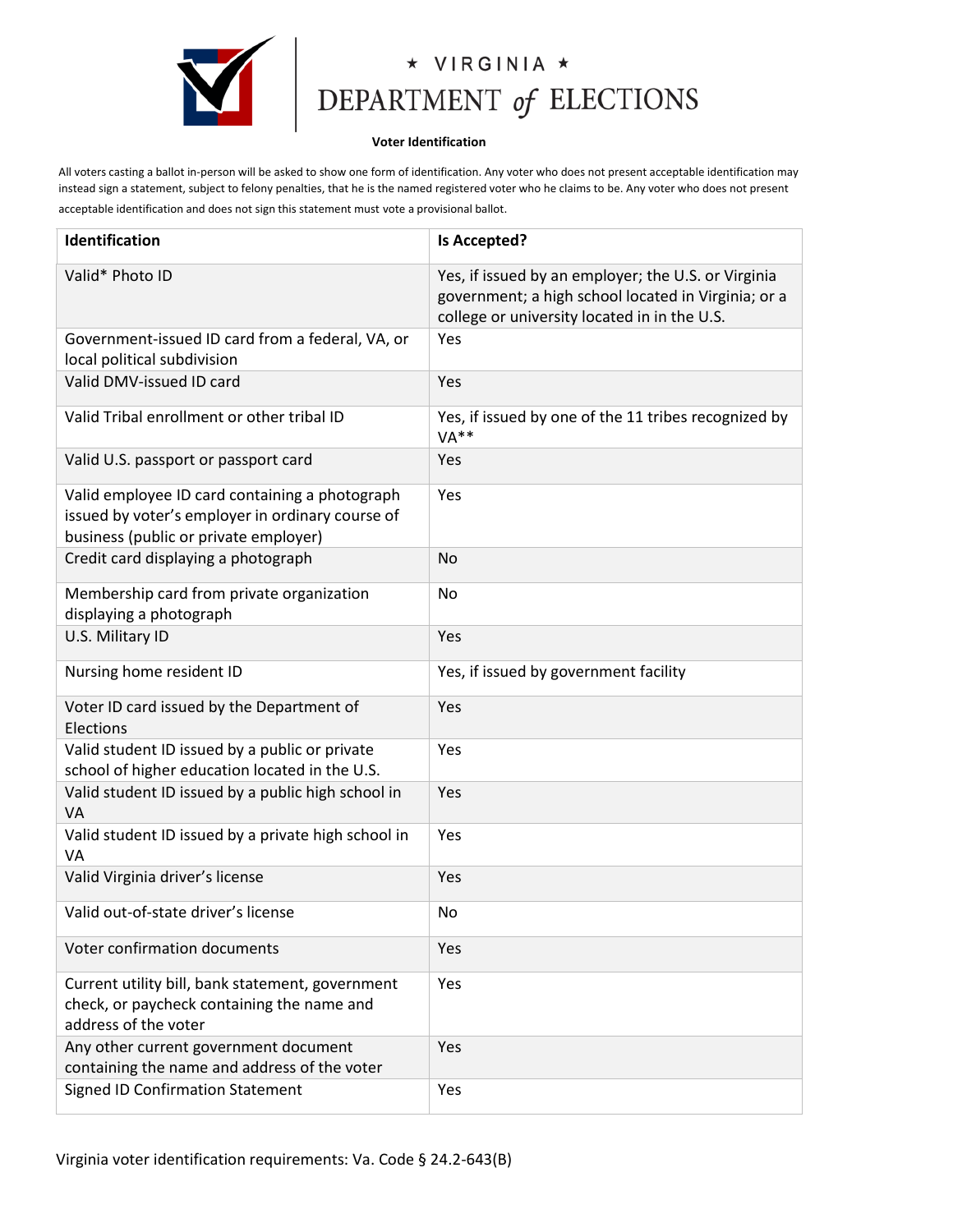★ VIRGINIA ★

# DEPARTMENT of ELECTIONS

## Voter Identification

All voters casting a ballot in-person will be asked to show one form of identification. Any voter who does not present acceptable identification may instead sign a statement, subject to felony penalties, that he is the named registered voter who he claims to be. Any voter who does not present acceptable identification and does not sign this statement must vote a provisional ballot.

| Identification | Is Accepted? |
|---|---|
| Valid* Photo ID | Yes, if issued by an employer; the U.S. or Virginia government; a high school located in Virginia; or a college or university located in in the U.S. |
| Government-issued ID card from a federal, VA, or local political subdivision | Yes |
| Valid DMV-issued ID card | Yes |
| Valid Tribal enrollment or other tribal ID | Yes, if issued by one of the 11 tribes recognized by VA** |
| Valid U.S. passport or passport card | Yes |
| Valid employee ID card containing a photograph issued by voter's employer in ordinary course of business (public or private employer) | Yes |
| Credit card displaying a photograph | No |
| Membership card from private organization displaying a photograph | No |
| U.S. Military ID | Yes |
| Nursing home resident ID | Yes, if issued by government facility |
| Voter ID card issued by the Department of Elections | Yes |
| Valid student ID issued by a public or private school of higher education located in the U.S. | Yes |
| Valid student ID issued by a public high school in VA | Yes |
| Valid student ID issued by a private high school in VA | Yes |
| Valid Virginia driver's license | Yes |
| Valid out-of-state driver's license | No |
| Voter confirmation documents | Yes |
| Current utility bill, bank statement, government check, or paycheck containing the name and address of the voter | Yes |
| Any other current government document containing the name and address of the voter | Yes |
| Signed ID Confirmation Statement | Yes |

Virginia voter identification requirements: Va. Code § 24.2-643(B)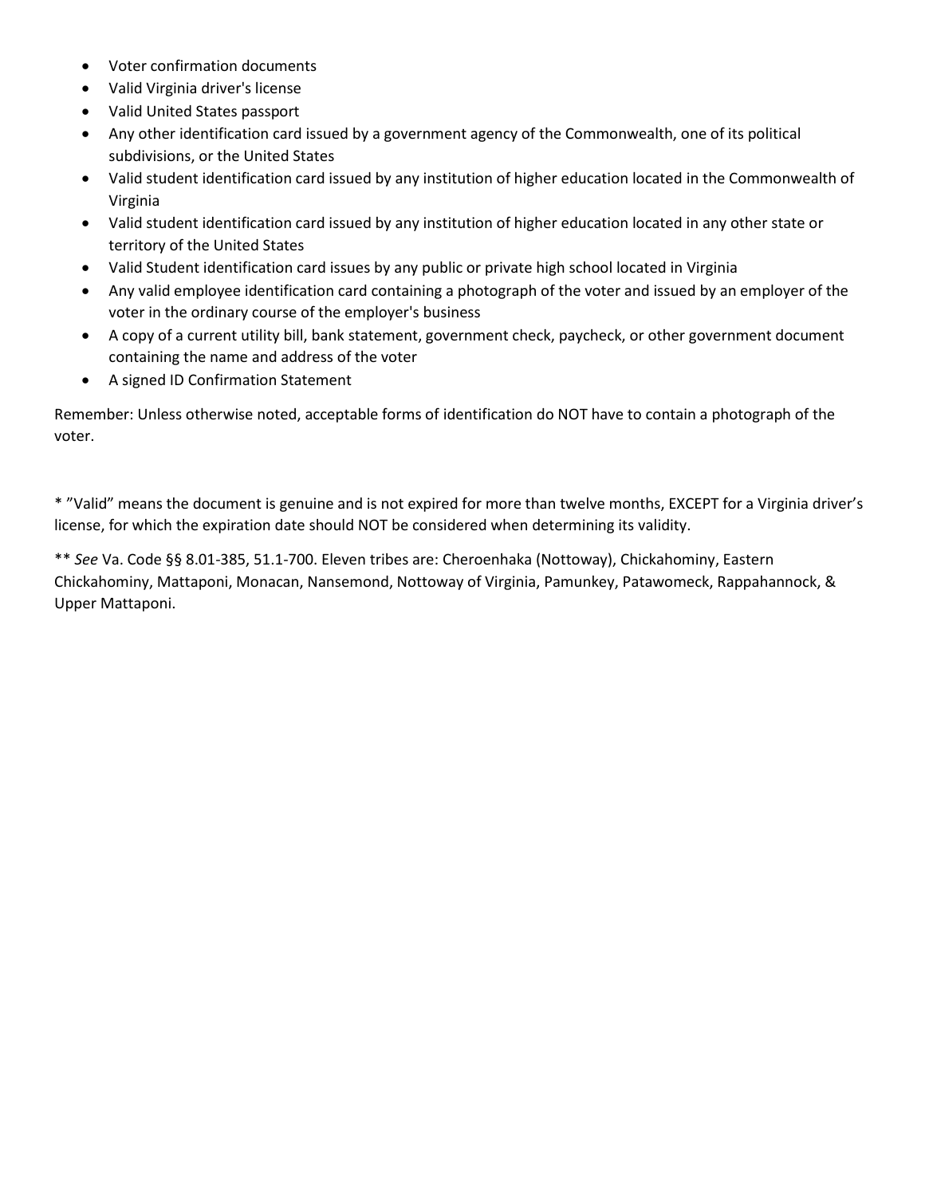- Voter confirmation documents
- Valid Virginia driver's license
- Valid United States passport
- Any other identification card issued by a government agency of the Commonwealth, one of its political subdivisions, or the United States
- Valid student identification card issued by any institution of higher education located in the Commonwealth of Virginia
- Valid student identification card issued by any institution of higher education located in any other state or territory of the United States
- Valid Student identification card issues by any public or private high school located in Virginia
- Any valid employee identification card containing a photograph of the voter and issued by an employer of the voter in the ordinary course of the employer's business
- A copy of a current utility bill, bank statement, government check, paycheck, or other government document containing the name and address of the voter
- A signed ID Confirmation Statement

Remember: Unless otherwise noted, acceptable forms of identification do NOT have to contain a photograph of the voter.

* "Valid" means the document is genuine and is not expired for more than twelve months, EXCEPT for a Virginia driver's license, for which the expiration date should NOT be considered when determining its validity.

** *See* Va. Code §§ 8.01-385, 51.1-700. Eleven tribes are: Cheroenhaka (Nottoway), Chickahominy, Eastern Chickahominy, Mattaponi, Monacan, Nansemond, Nottoway of Virginia, Pamunkey, Patawomeck, Rappahannock, & Upper Mattaponi.